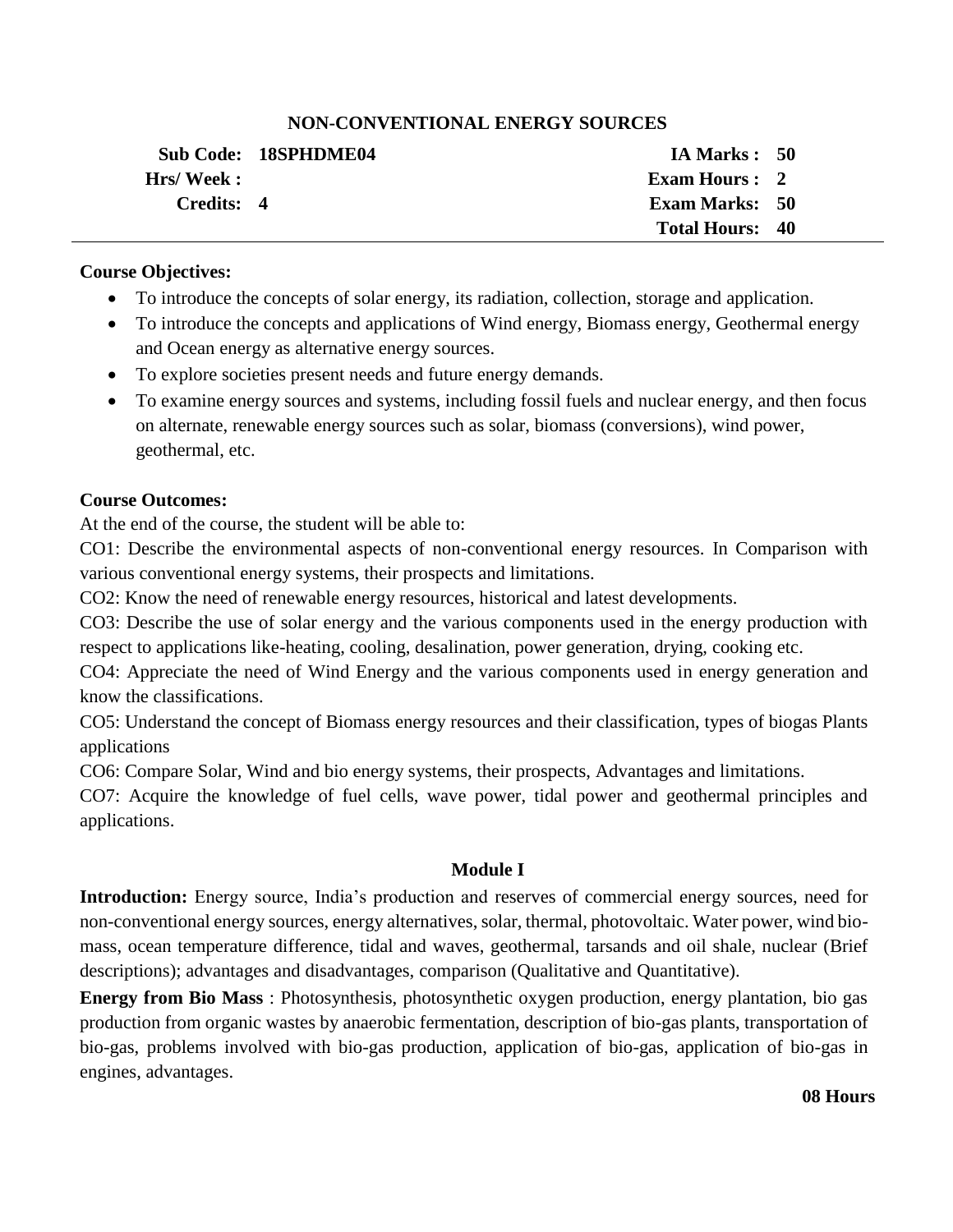# NON-CONVENTIONAL ENERGY SOURCES

| | | | |
|---|---|---|---|
| **Sub Code:** | **18SPHDME04** | **IA Marks :** | **50** |
| **Hrs/ Week :** | | **Exam Hours :** | **2** |
| **Credits:** | **4** | **Exam Marks:** | **50** |
| | | **Total Hours:** | **40** |

**Course Objectives:**

- To introduce the concepts of solar energy, its radiation, collection, storage and application.
- To introduce the concepts and applications of Wind energy, Biomass energy, Geothermal energy and Ocean energy as alternative energy sources.
- To explore societies present needs and future energy demands.
- To examine energy sources and systems, including fossil fuels and nuclear energy, and then focus on alternate, renewable energy sources such as solar, biomass (conversions), wind power, geothermal, etc.

**Course Outcomes:**

At the end of the course, the student will be able to:

CO1: Describe the environmental aspects of non-conventional energy resources. In Comparison with various conventional energy systems, their prospects and limitations.

CO2: Know the need of renewable energy resources, historical and latest developments.

CO3: Describe the use of solar energy and the various components used in the energy production with respect to applications like-heating, cooling, desalination, power generation, drying, cooking etc.

CO4: Appreciate the need of Wind Energy and the various components used in energy generation and know the classifications.

CO5: Understand the concept of Biomass energy resources and their classification, types of biogas Plants applications

CO6: Compare Solar, Wind and bio energy systems, their prospects, Advantages and limitations.

CO7: Acquire the knowledge of fuel cells, wave power, tidal power and geothermal principles and applications.

## Module I

**Introduction:** Energy source, India's production and reserves of commercial energy sources, need for non-conventional energy sources, energy alternatives, solar, thermal, photovoltaic. Water power, wind bio-mass, ocean temperature difference, tidal and waves, geothermal, tarsands and oil shale, nuclear (Brief descriptions); advantages and disadvantages, comparison (Qualitative and Quantitative).

**Energy from Bio Mass** : Photosynthesis, photosynthetic oxygen production, energy plantation, bio gas production from organic wastes by anaerobic fermentation, description of bio-gas plants, transportation of bio-gas, problems involved with bio-gas production, application of bio-gas, application of bio-gas in engines, advantages.

**08 Hours**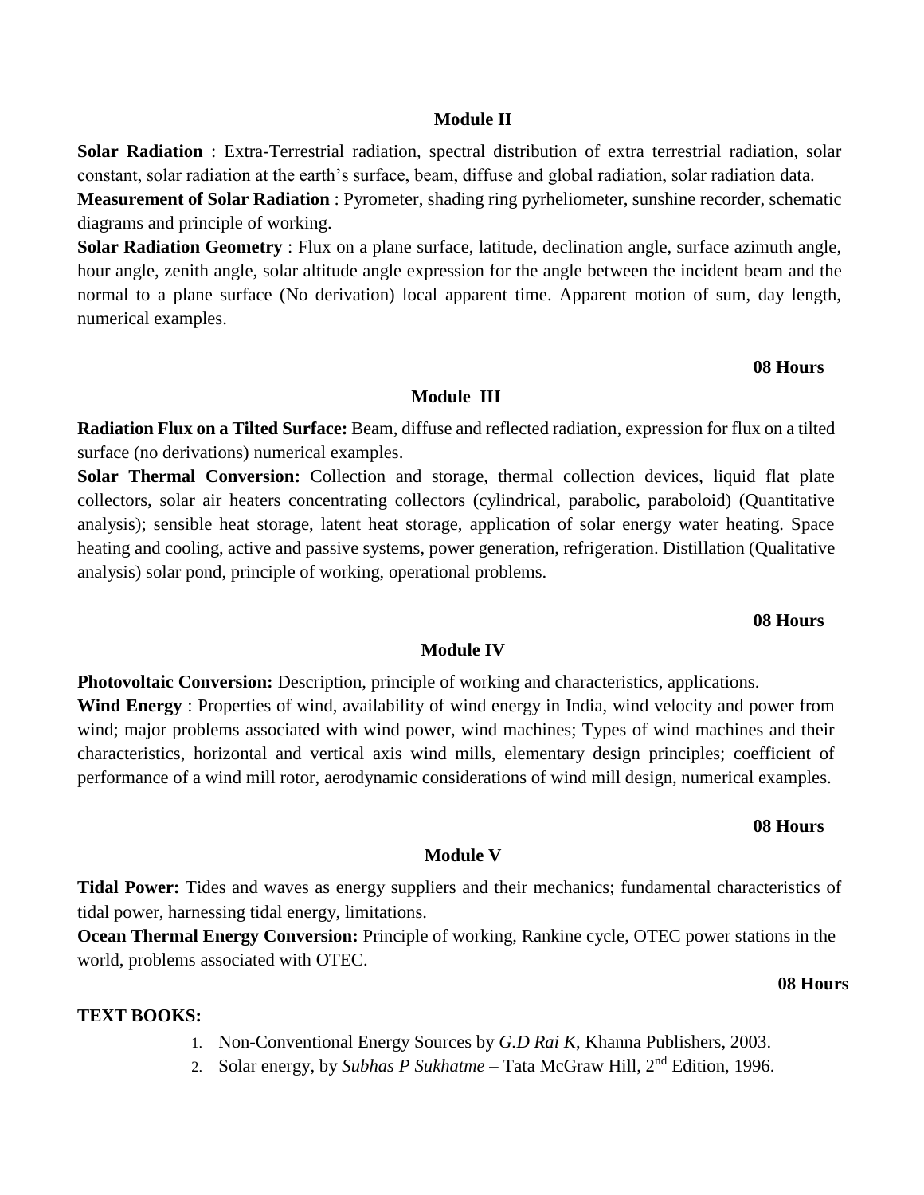## Module II

**Solar Radiation** : Extra-Terrestrial radiation, spectral distribution of extra terrestrial radiation, solar constant, solar radiation at the earth's surface, beam, diffuse and global radiation, solar radiation data.
**Measurement of Solar Radiation** : Pyrometer, shading ring pyrheliometer, sunshine recorder, schematic diagrams and principle of working.
**Solar Radiation Geometry** : Flux on a plane surface, latitude, declination angle, surface azimuth angle, hour angle, zenith angle, solar altitude angle expression for the angle between the incident beam and the normal to a plane surface (No derivation) local apparent time. Apparent motion of sum, day length, numerical examples.

**08 Hours**

## Module III

**Radiation Flux on a Tilted Surface:** Beam, diffuse and reflected radiation, expression for flux on a tilted surface (no derivations) numerical examples.
**Solar Thermal Conversion:** Collection and storage, thermal collection devices, liquid flat plate collectors, solar air heaters concentrating collectors (cylindrical, parabolic, paraboloid) (Quantitative analysis); sensible heat storage, latent heat storage, application of solar energy water heating. Space heating and cooling, active and passive systems, power generation, refrigeration. Distillation (Qualitative analysis) solar pond, principle of working, operational problems.

**08 Hours**

## Module IV

**Photovoltaic Conversion:** Description, principle of working and characteristics, applications.
**Wind Energy** : Properties of wind, availability of wind energy in India, wind velocity and power from wind; major problems associated with wind power, wind machines; Types of wind machines and their characteristics, horizontal and vertical axis wind mills, elementary design principles; coefficient of performance of a wind mill rotor, aerodynamic considerations of wind mill design, numerical examples.

**08 Hours**

## Module V

**Tidal Power:** Tides and waves as energy suppliers and their mechanics; fundamental characteristics of tidal power, harnessing tidal energy, limitations.
**Ocean Thermal Energy Conversion:** Principle of working, Rankine cycle, OTEC power stations in the world, problems associated with OTEC.

**08 Hours**

**TEXT BOOKS:**

1. Non-Conventional Energy Sources by *G.D Rai K*, Khanna Publishers, 2003.
2. Solar energy, by *Subhas P Sukhatme* – Tata McGraw Hill, 2nd Edition, 1996.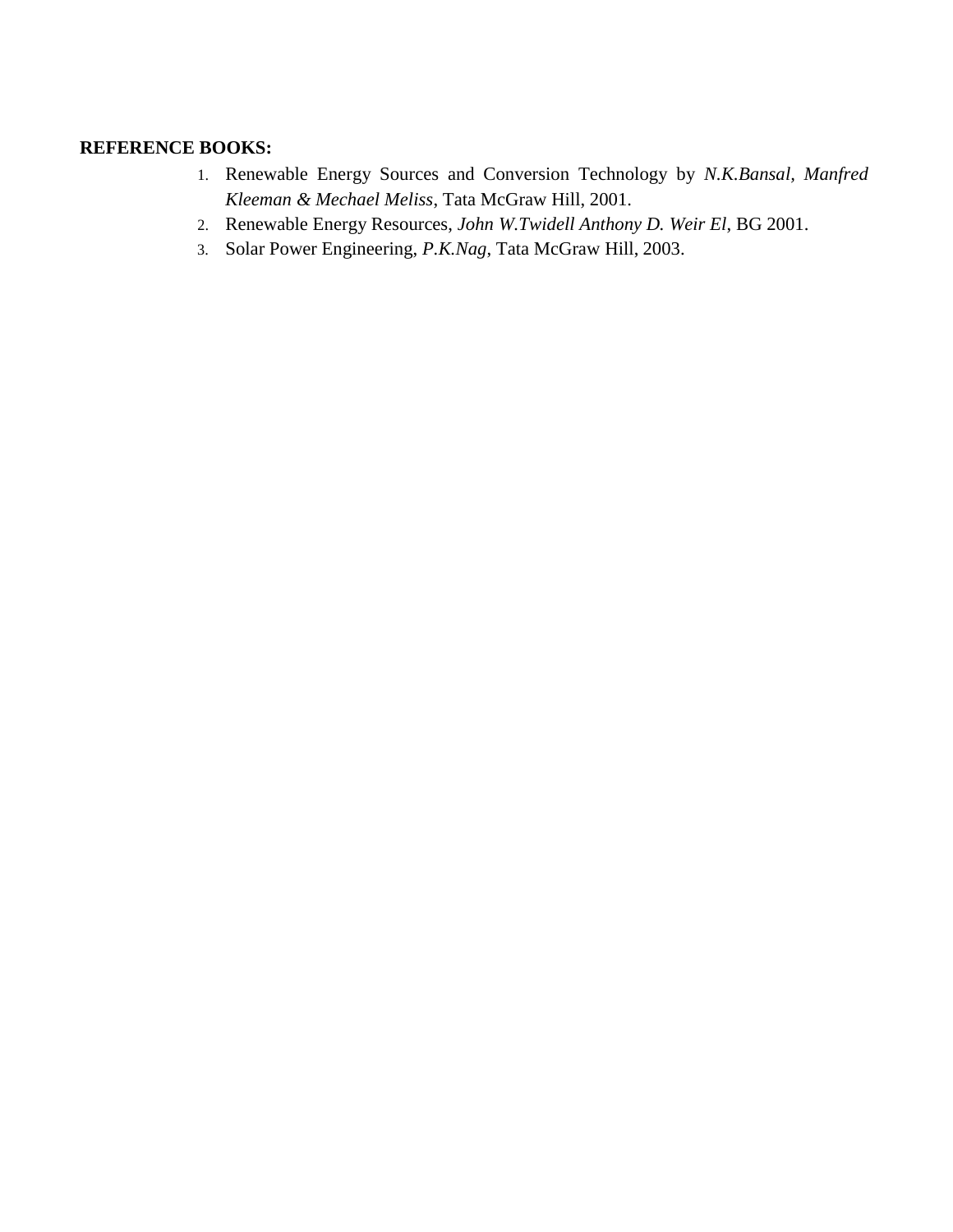**REFERENCE BOOKS:**

1. Renewable Energy Sources and Conversion Technology by *N.K.Bansal, Manfred Kleeman & Mechael Meliss*, Tata McGraw Hill, 2001.
2. Renewable Energy Resources, *John W.Twidell Anthony D. Weir El*, BG 2001.
3. Solar Power Engineering, *P.K.Nag*, Tata McGraw Hill, 2003.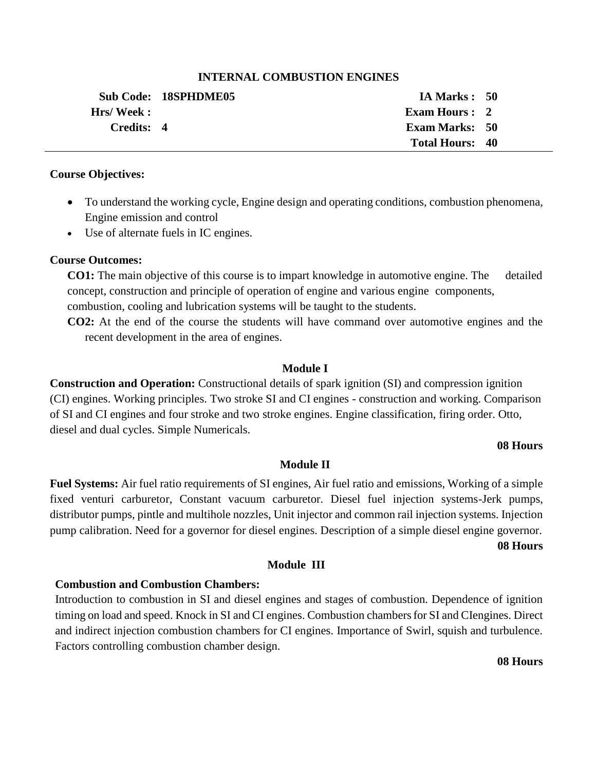## INTERNAL COMBUSTION ENGINES

| | | | |
|---|---|---|---|
| **Sub Code:** | **18SPHDME05** | **IA Marks :** | **50** |
| **Hrs/ Week :** | | **Exam Hours :** | **2** |
| **Credits:** | **4** | **Exam Marks:** | **50** |
| | | **Total Hours:** | **40** |

**Course Objectives:**

- To understand the working cycle, Engine design and operating conditions, combustion phenomena, Engine emission and control
- Use of alternate fuels in IC engines.

**Course Outcomes:**

**CO1:** The main objective of this course is to impart knowledge in automotive engine. The detailed concept, construction and principle of operation of engine and various engine components, combustion, cooling and lubrication systems will be taught to the students.

**CO2:** At the end of the course the students will have command over automotive engines and the recent development in the area of engines.

### Module I

**Construction and Operation:** Constructional details of spark ignition (SI) and compression ignition (CI) engines. Working principles. Two stroke SI and CI engines - construction and working. Comparison of SI and CI engines and four stroke and two stroke engines. Engine classification, firing order. Otto, diesel and dual cycles. Simple Numericals.

**08 Hours**

### Module II

**Fuel Systems:** Air fuel ratio requirements of SI engines, Air fuel ratio and emissions, Working of a simple fixed venturi carburetor, Constant vacuum carburetor. Diesel fuel injection systems-Jerk pumps, distributor pumps, pintle and multihole nozzles, Unit injector and common rail injection systems. Injection pump calibration. Need for a governor for diesel engines. Description of a simple diesel engine governor.

**08 Hours**

### Module III

**Combustion and Combustion Chambers:**

Introduction to combustion in SI and diesel engines and stages of combustion. Dependence of ignition timing on load and speed. Knock in SI and CI engines. Combustion chambers for SI and CIengines. Direct and indirect injection combustion chambers for CI engines. Importance of Swirl, squish and turbulence. Factors controlling combustion chamber design.

**08 Hours**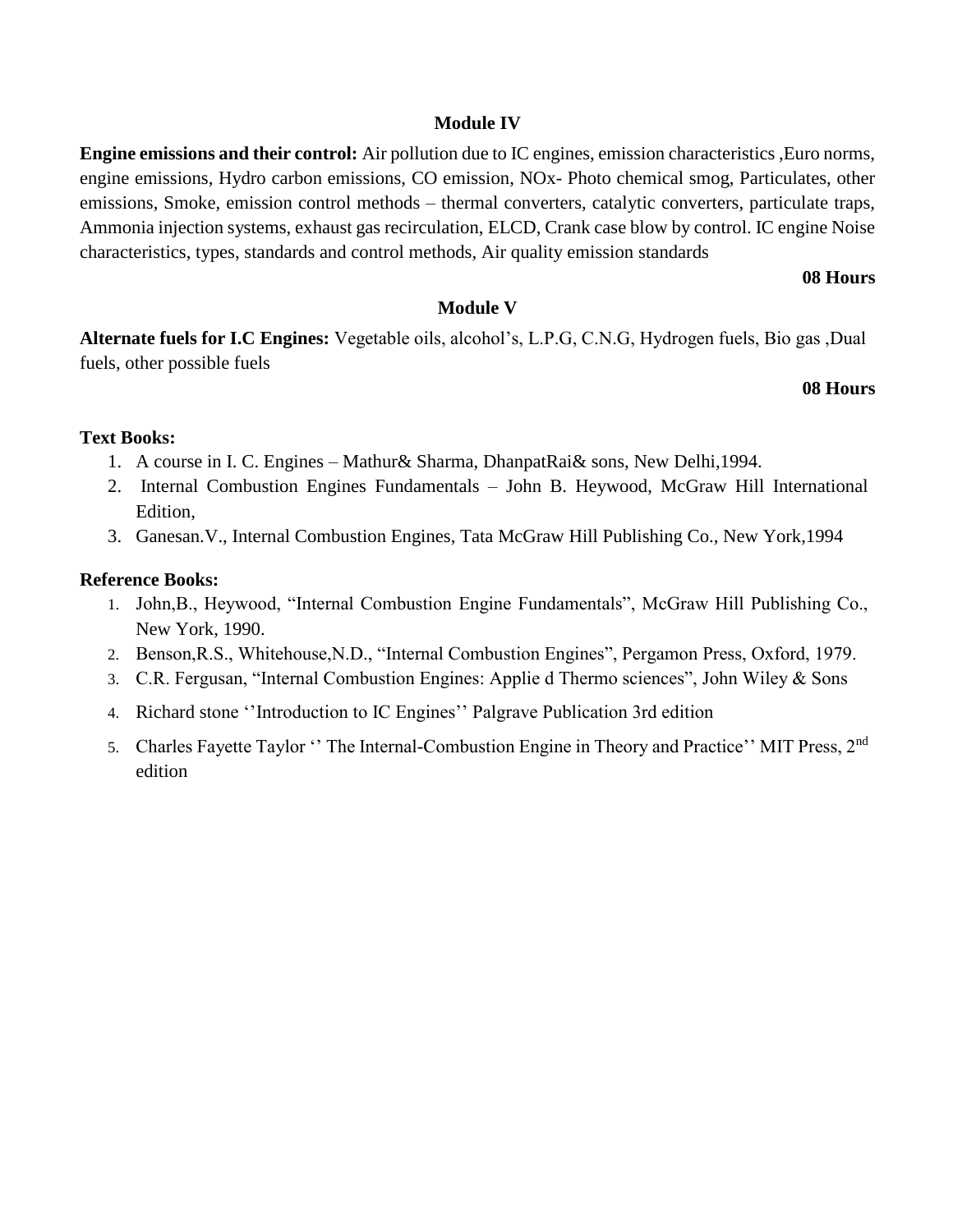## Module IV

**Engine emissions and their control:** Air pollution due to IC engines, emission characteristics ,Euro norms, engine emissions, Hydro carbon emissions, CO emission, NOx- Photo chemical smog, Particulates, other emissions, Smoke, emission control methods – thermal converters, catalytic converters, particulate traps, Ammonia injection systems, exhaust gas recirculation, ELCD, Crank case blow by control. IC engine Noise characteristics, types, standards and control methods, Air quality emission standards

**08 Hours**

## Module V

**Alternate fuels for I.C Engines:** Vegetable oils, alcohol's, L.P.G, C.N.G, Hydrogen fuels, Bio gas ,Dual fuels, other possible fuels

**08 Hours**

**Text Books:**

1. A course in I. C. Engines – Mathur& Sharma, DhanpatRai& sons, New Delhi,1994.
2. Internal Combustion Engines Fundamentals – John B. Heywood, McGraw Hill International Edition,
3. Ganesan.V., Internal Combustion Engines, Tata McGraw Hill Publishing Co., New York,1994

**Reference Books:**

1. John,B., Heywood, "Internal Combustion Engine Fundamentals", McGraw Hill Publishing Co., New York, 1990.
2. Benson,R.S., Whitehouse,N.D., "Internal Combustion Engines", Pergamon Press, Oxford, 1979.
3. C.R. Fergusan, "Internal Combustion Engines: Applie d Thermo sciences", John Wiley & Sons
4. Richard stone ''Introduction to IC Engines'' Palgrave Publication 3rd edition
5. Charles Fayette Taylor '' The Internal-Combustion Engine in Theory and Practice'' MIT Press, 2nd edition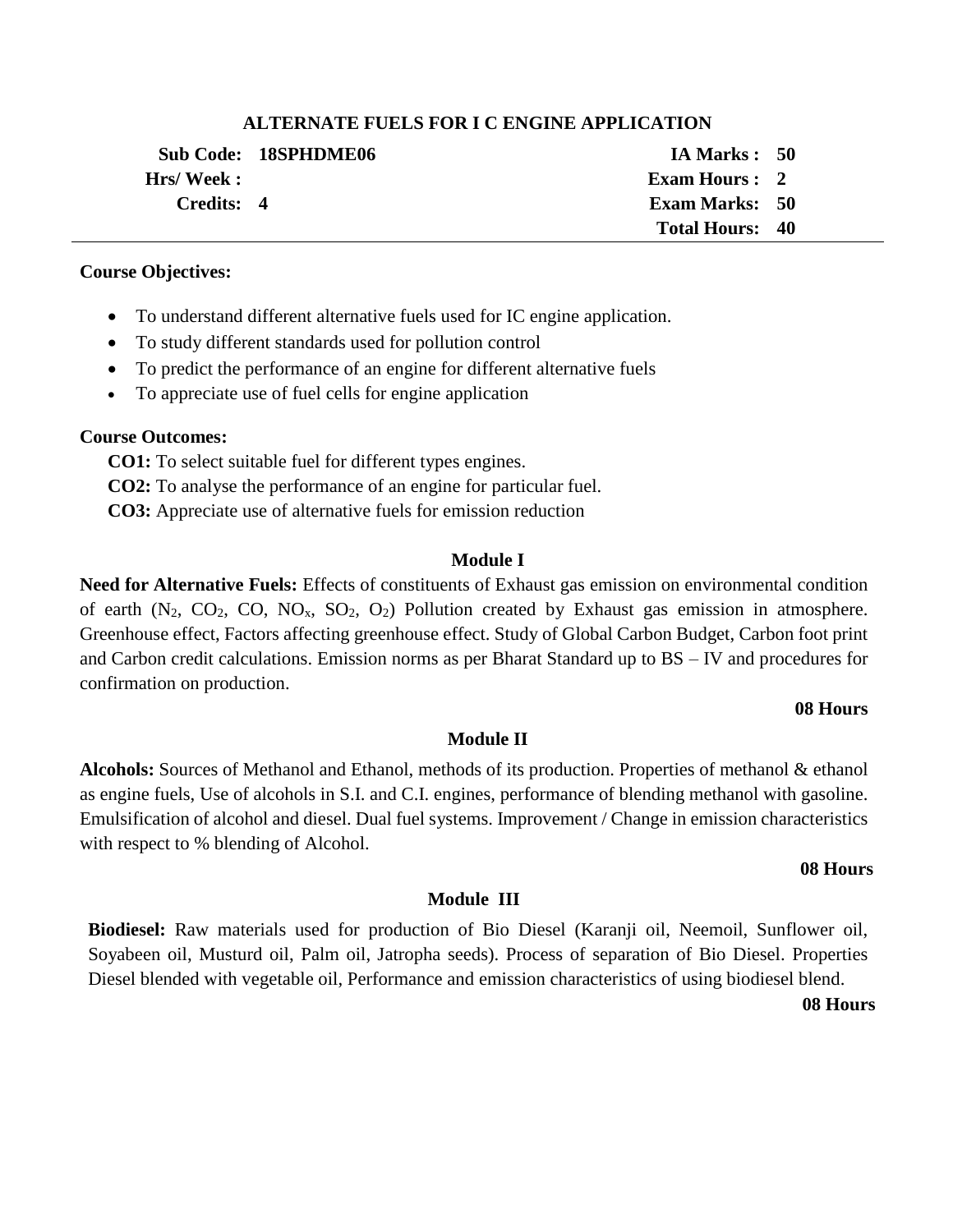## ALTERNATE FUELS FOR I C ENGINE APPLICATION

| | | | |
|---|---|---|---|
| **Sub Code:** | **18SPHDME06** | **IA Marks :** | **50** |
| **Hrs/ Week :** | | **Exam Hours :** | **2** |
| **Credits:** | **4** | **Exam Marks:** | **50** |
| | | **Total Hours:** | **40** |

**Course Objectives:**

- To understand different alternative fuels used for IC engine application.
- To study different standards used for pollution control
- To predict the performance of an engine for different alternative fuels
- To appreciate use of fuel cells for engine application

**Course Outcomes:**

**CO1:** To select suitable fuel for different types engines.

**CO2:** To analyse the performance of an engine for particular fuel.

**CO3:** Appreciate use of alternative fuels for emission reduction

### Module I

**Need for Alternative Fuels:** Effects of constituents of Exhaust gas emission on environmental condition of earth ($N_2$, $CO_2$, CO, $NO_x$, $SO_2$, $O_2$) Pollution created by Exhaust gas emission in atmosphere. Greenhouse effect, Factors affecting greenhouse effect. Study of Global Carbon Budget, Carbon foot print and Carbon credit calculations. Emission norms as per Bharat Standard up to BS – IV and procedures for confirmation on production.

**08 Hours**

### Module II

**Alcohols:** Sources of Methanol and Ethanol, methods of its production. Properties of methanol & ethanol as engine fuels, Use of alcohols in S.I. and C.I. engines, performance of blending methanol with gasoline. Emulsification of alcohol and diesel. Dual fuel systems. Improvement / Change in emission characteristics with respect to % blending of Alcohol.

**08 Hours**

### Module III

**Biodiesel:** Raw materials used for production of Bio Diesel (Karanji oil, Neemoil, Sunflower oil, Soyabeen oil, Musturd oil, Palm oil, Jatropha seeds). Process of separation of Bio Diesel. Properties Diesel blended with vegetable oil, Performance and emission characteristics of using biodiesel blend.

**08 Hours**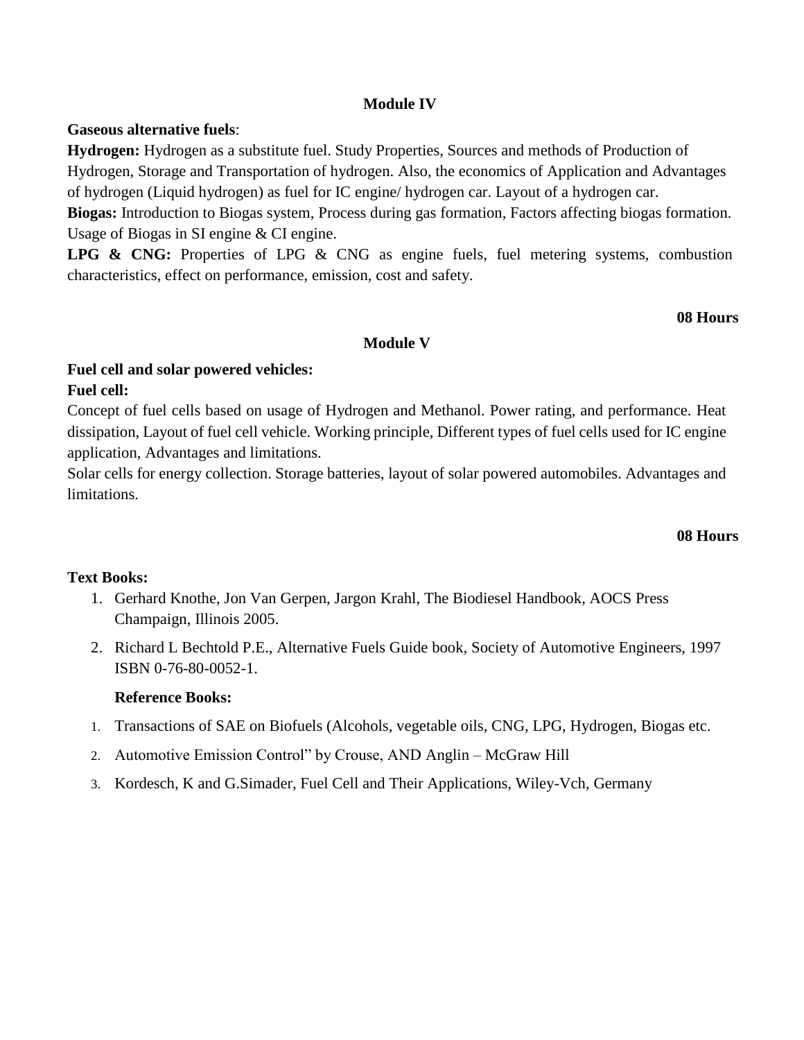## Module IV

**Gaseous alternative fuels**:

**Hydrogen:** Hydrogen as a substitute fuel. Study Properties, Sources and methods of Production of Hydrogen, Storage and Transportation of hydrogen. Also, the economics of Application and Advantages of hydrogen (Liquid hydrogen) as fuel for IC engine/ hydrogen car. Layout of a hydrogen car.

**Biogas:** Introduction to Biogas system, Process during gas formation, Factors affecting biogas formation. Usage of Biogas in SI engine & CI engine.

**LPG & CNG:** Properties of LPG & CNG as engine fuels, fuel metering systems, combustion characteristics, effect on performance, emission, cost and safety.

**08 Hours**

## Module V

**Fuel cell and solar powered vehicles:**

**Fuel cell:**

Concept of fuel cells based on usage of Hydrogen and Methanol. Power rating, and performance. Heat dissipation, Layout of fuel cell vehicle. Working principle, Different types of fuel cells used for IC engine application, Advantages and limitations.

Solar cells for energy collection. Storage batteries, layout of solar powered automobiles. Advantages and limitations.

**08 Hours**

**Text Books:**

1. Gerhard Knothe, Jon Van Gerpen, Jargon Krahl, The Biodiesel Handbook, AOCS Press Champaign, Illinois 2005.
2. Richard L Bechtold P.E., Alternative Fuels Guide book, Society of Automotive Engineers, 1997 ISBN 0-76-80-0052-1.

**Reference Books:**

1. Transactions of SAE on Biofuels (Alcohols, vegetable oils, CNG, LPG, Hydrogen, Biogas etc.
2. Automotive Emission Control" by Crouse, AND Anglin – McGraw Hill
3. Kordesch, K and G.Simader, Fuel Cell and Their Applications, Wiley-Vch, Germany